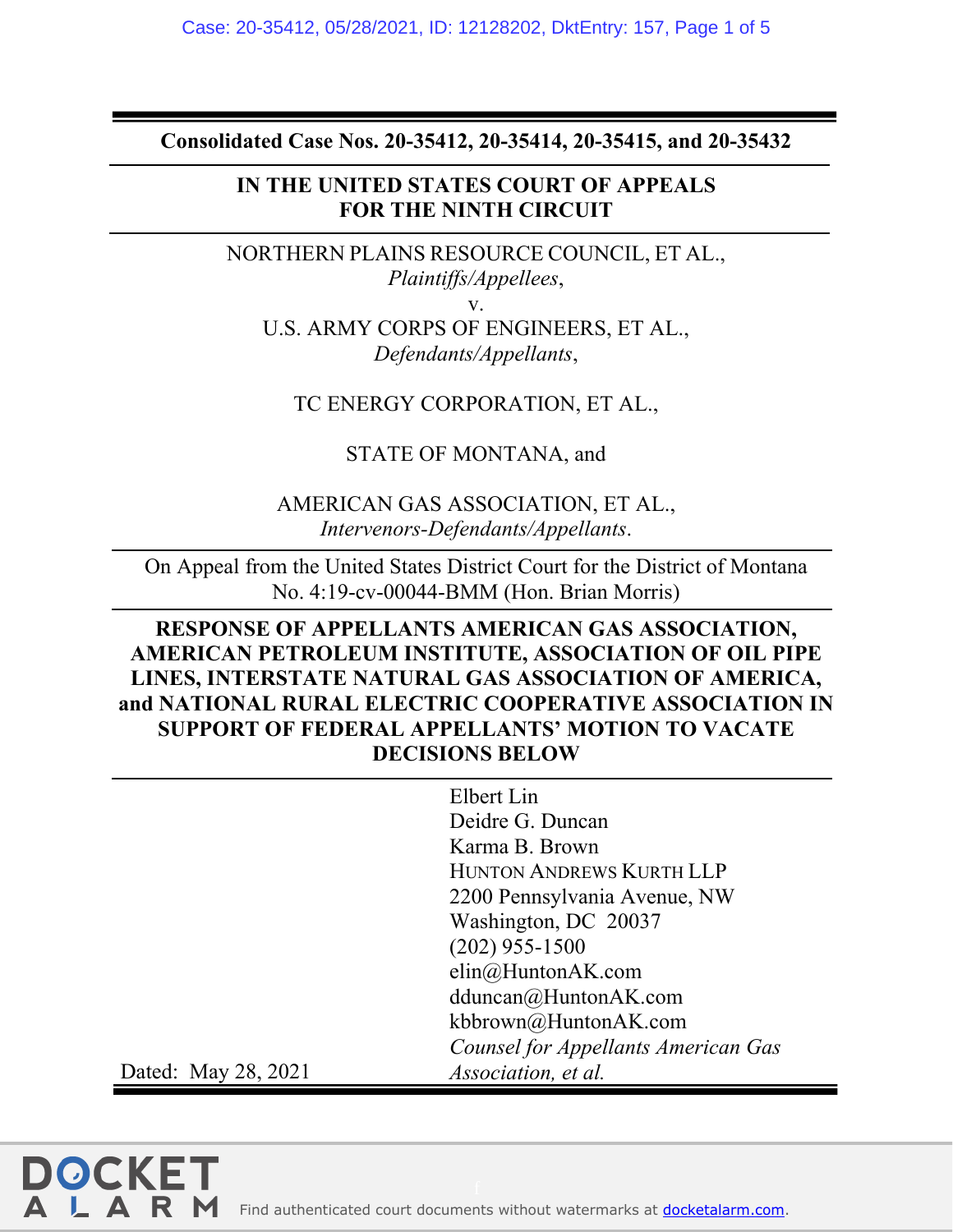**Consolidated Case Nos. 20-35412, 20-35414, 20-35415, and 20-35432**

**IN THE UNITED STATES COURT OF APPEALS FOR THE NINTH CIRCUIT**

NORTHERN PLAINS RESOURCE COUNCIL, ET AL.,
*Plaintiffs/Appellees*,

v.

U.S. ARMY CORPS OF ENGINEERS, ET AL.,
*Defendants/Appellants*,

TC ENERGY CORPORATION, ET AL.,

STATE OF MONTANA, and

AMERICAN GAS ASSOCIATION, ET AL.,
*Intervenors-Defendants/Appellants*.

On Appeal from the United States District Court for the District of Montana
No. 4:19-cv-00044-BMM (Hon. Brian Morris)

**RESPONSE OF APPELLANTS AMERICAN GAS ASSOCIATION, AMERICAN PETROLEUM INSTITUTE, ASSOCIATION OF OIL PIPE LINES, INTERSTATE NATURAL GAS ASSOCIATION OF AMERICA, and NATIONAL RURAL ELECTRIC COOPERATIVE ASSOCIATION IN SUPPORT OF FEDERAL APPELLANTS' MOTION TO VACATE DECISIONS BELOW**

Elbert Lin
Deidre G. Duncan
Karma B. Brown
HUNTON ANDREWS KURTH LLP
2200 Pennsylvania Avenue, NW
Washington, DC 20037
(202) 955-1500
elin@HuntonAK.com
dduncan@HuntonAK.com
kbbrown@HuntonAK.com
*Counsel for Appellants American Gas Association, et al.*

Dated: May 28, 2021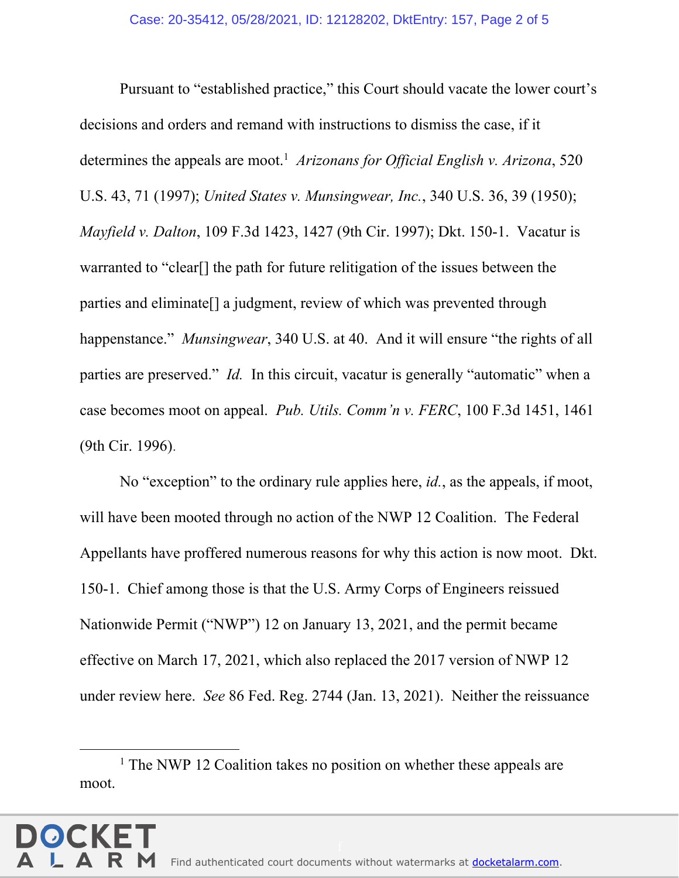Pursuant to "established practice," this Court should vacate the lower court's decisions and orders and remand with instructions to dismiss the case, if it determines the appeals are moot.[1] *Arizonans for Official English v. Arizona*, 520 U.S. 43, 71 (1997); *United States v. Munsingwear, Inc.*, 340 U.S. 36, 39 (1950); *Mayfield v. Dalton*, 109 F.3d 1423, 1427 (9th Cir. 1997); Dkt. 150-1. Vacatur is warranted to "clear[] the path for future relitigation of the issues between the parties and eliminate[] a judgment, review of which was prevented through happenstance." *Munsingwear*, 340 U.S. at 40. And it will ensure "the rights of all parties are preserved." *Id.* In this circuit, vacatur is generally "automatic" when a case becomes moot on appeal. *Pub. Utils. Comm'n v. FERC*, 100 F.3d 1451, 1461 (9th Cir. 1996).

No "exception" to the ordinary rule applies here, *id.*, as the appeals, if moot, will have been mooted through no action of the NWP 12 Coalition. The Federal Appellants have proffered numerous reasons for why this action is now moot. Dkt. 150-1. Chief among those is that the U.S. Army Corps of Engineers reissued Nationwide Permit ("NWP") 12 on January 13, 2021, and the permit became effective on March 17, 2021, which also replaced the 2017 version of NWP 12 under review here. *See* 86 Fed. Reg. 2744 (Jan. 13, 2021). Neither the reissuance

[1] The NWP 12 Coalition takes no position on whether these appeals are moot.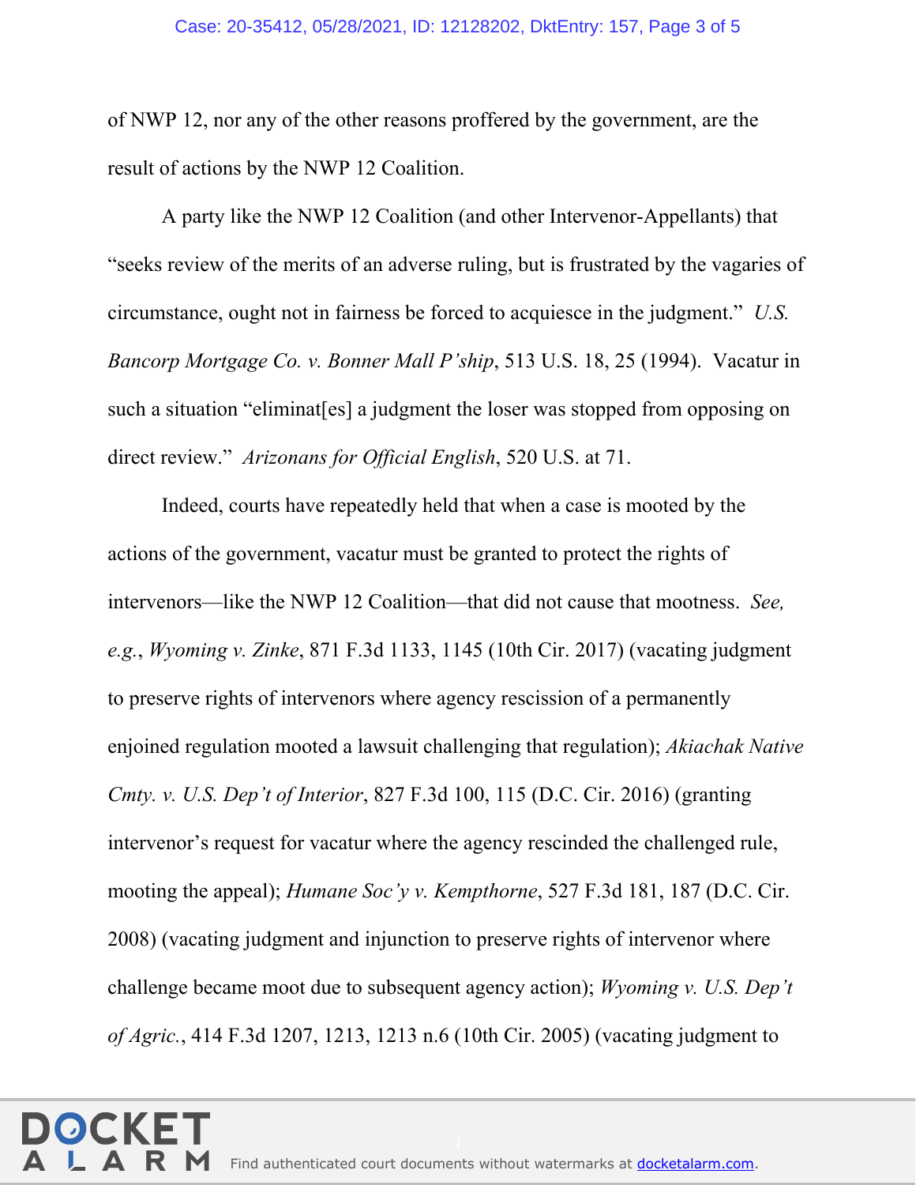of NWP 12, nor any of the other reasons proffered by the government, are the result of actions by the NWP 12 Coalition.

A party like the NWP 12 Coalition (and other Intervenor-Appellants) that "seeks review of the merits of an adverse ruling, but is frustrated by the vagaries of circumstance, ought not in fairness be forced to acquiesce in the judgment." *U.S. Bancorp Mortgage Co. v. Bonner Mall P'ship*, 513 U.S. 18, 25 (1994). Vacatur in such a situation "eliminat[es] a judgment the loser was stopped from opposing on direct review." *Arizonans for Official English*, 520 U.S. at 71.

Indeed, courts have repeatedly held that when a case is mooted by the actions of the government, vacatur must be granted to protect the rights of intervenors—like the NWP 12 Coalition—that did not cause that mootness. *See, e.g.*, *Wyoming v. Zinke*, 871 F.3d 1133, 1145 (10th Cir. 2017) (vacating judgment to preserve rights of intervenors where agency rescission of a permanently enjoined regulation mooted a lawsuit challenging that regulation); *Akiachak Native Cmty. v. U.S. Dep't of Interior*, 827 F.3d 100, 115 (D.C. Cir. 2016) (granting intervenor's request for vacatur where the agency rescinded the challenged rule, mooting the appeal); *Humane Soc'y v. Kempthorne*, 527 F.3d 181, 187 (D.C. Cir. 2008) (vacating judgment and injunction to preserve rights of intervenor where challenge became moot due to subsequent agency action); *Wyoming v. U.S. Dep't of Agric.*, 414 F.3d 1207, 1213, 1213 n.6 (10th Cir. 2005) (vacating judgment to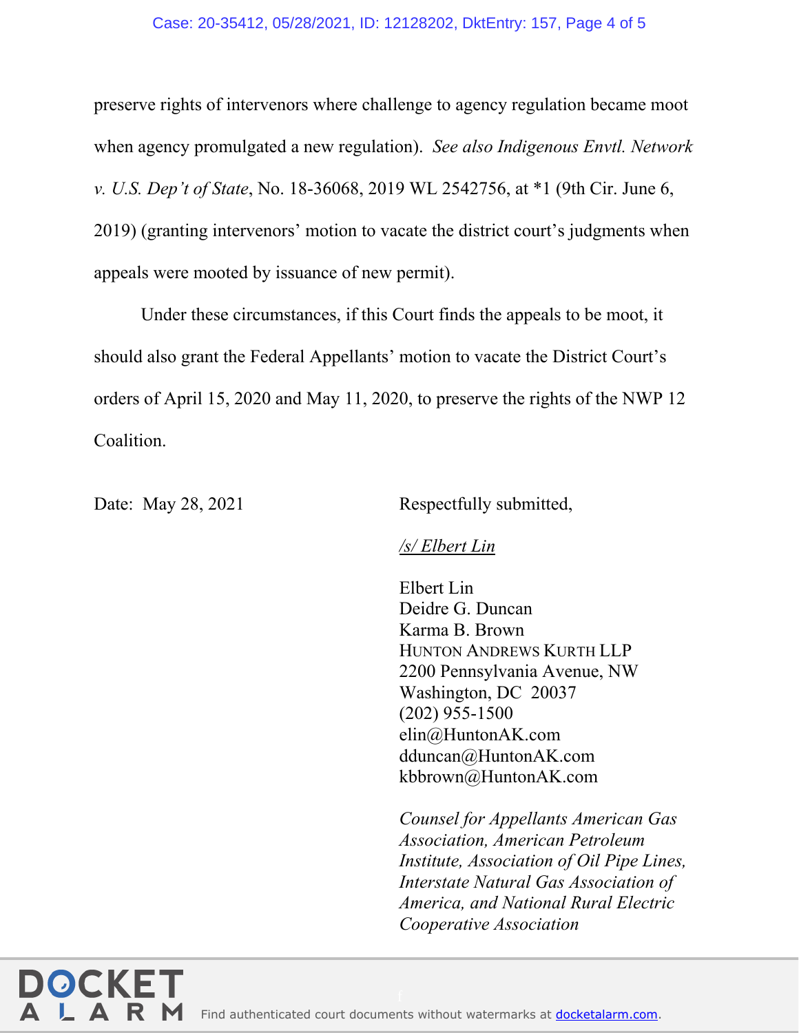preserve rights of intervenors where challenge to agency regulation became moot when agency promulgated a new regulation). *See also Indigenous Envtl. Network v. U.S. Dep't of State*, No. 18-36068, 2019 WL 2542756, at *1 (9th Cir. June 6, 2019) (granting intervenors' motion to vacate the district court's judgments when appeals were mooted by issuance of new permit).

Under these circumstances, if this Court finds the appeals to be moot, it should also grant the Federal Appellants' motion to vacate the District Court's orders of April 15, 2020 and May 11, 2020, to preserve the rights of the NWP 12 Coalition.

Date: May 28, 2021

Respectfully submitted,

*/s/ Elbert Lin*

Elbert Lin
Deidre G. Duncan
Karma B. Brown
HUNTON ANDREWS KURTH LLP
2200 Pennsylvania Avenue, NW
Washington, DC 20037
(202) 955-1500
elin@HuntonAK.com
dduncan@HuntonAK.com
kbbrown@HuntonAK.com

*Counsel for Appellants American Gas Association, American Petroleum Institute, Association of Oil Pipe Lines, Interstate Natural Gas Association of America, and National Rural Electric Cooperative Association*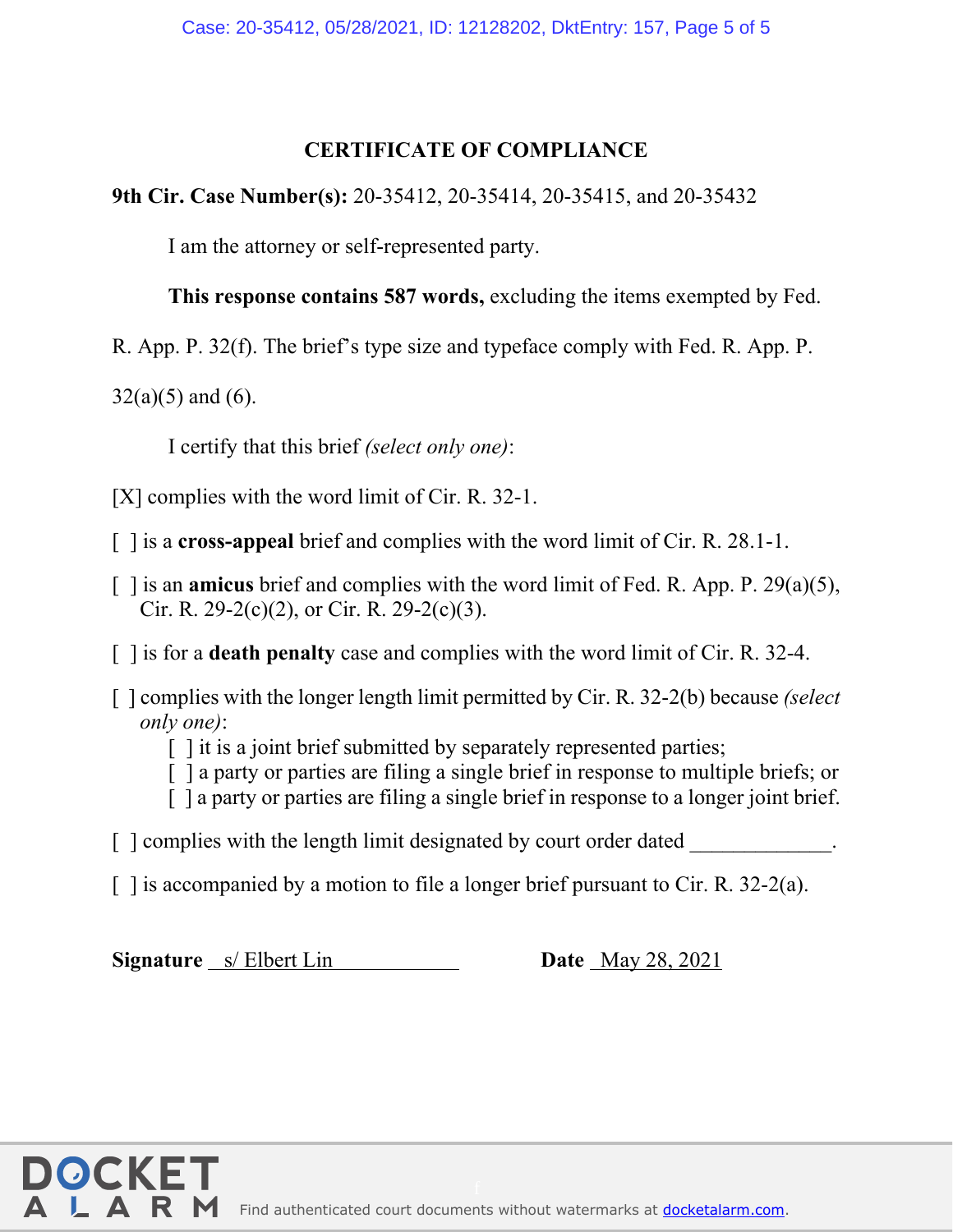## CERTIFICATE OF COMPLIANCE

**9th Cir. Case Number(s):** 20-35412, 20-35414, 20-35415, and 20-35432

I am the attorney or self-represented party.

**This response contains 587 words,** excluding the items exempted by Fed. R. App. P. 32(f). The brief's type size and typeface comply with Fed. R. App. P. 32(a)(5) and (6).

I certify that this brief *(select only one)*:

[X] complies with the word limit of Cir. R. 32-1.

[ ] is a **cross-appeal** brief and complies with the word limit of Cir. R. 28.1-1.

[ ] is an **amicus** brief and complies with the word limit of Fed. R. App. P. 29(a)(5), Cir. R. 29-2(c)(2), or Cir. R. 29-2(c)(3).

[ ] is for a **death penalty** case and complies with the word limit of Cir. R. 32-4.

[ ] complies with the longer length limit permitted by Cir. R. 32-2(b) because *(select only one)*:

  [ ] it is a joint brief submitted by separately represented parties;
  [ ] a party or parties are filing a single brief in response to multiple briefs; or
  [ ] a party or parties are filing a single brief in response to a longer joint brief.

[ ] complies with the length limit designated by court order dated _____________.

[ ] is accompanied by a motion to file a longer brief pursuant to Cir. R. 32-2(a).

**Signature** s/ Elbert Lin **Date** May 28, 2021